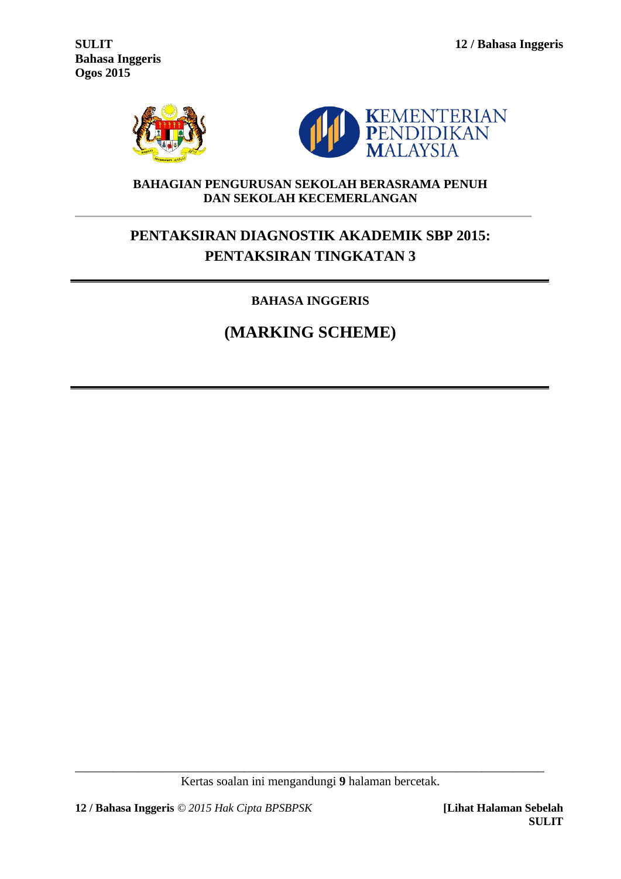SULIT
Bahasa Inggeris
Ogos 2015

KEMENTERIAN PENDIDIKAN MALAYSIA

**BAHAGIAN PENGURUSAN SEKOLAH BERASRAMA PENUH DAN SEKOLAH KECEMERLANGAN**

## PENTAKSIRAN DIAGNOSTIK AKADEMIK SBP 2015: PENTAKSIRAN TINGKATAN 3

**BAHASA INGGERIS**

# (MARKING SCHEME)

Kertas soalan ini mengandungi **9** halaman bercetak.

**12 / Bahasa Inggeris** © *2015 Hak Cipta BPSBPSK* **[Lihat Halaman Sebelah SULIT**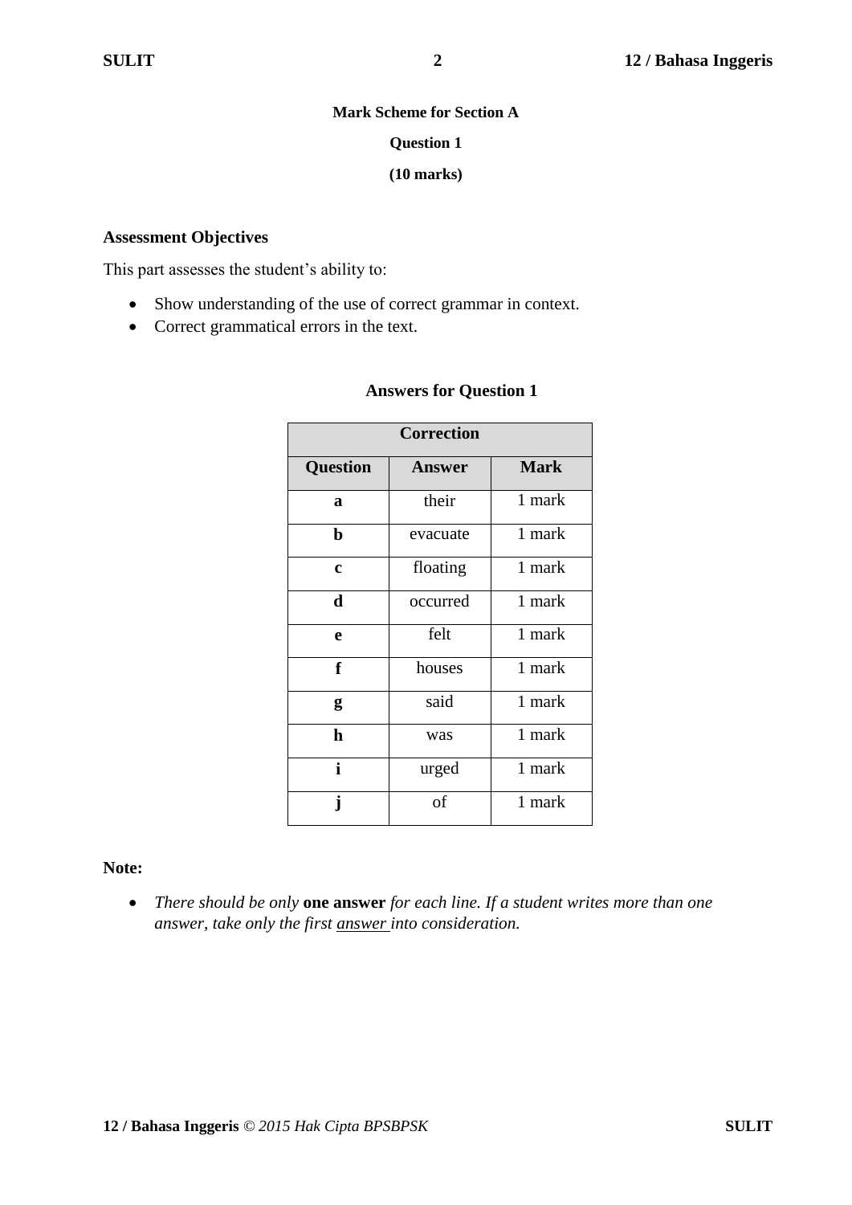**Mark Scheme for Section A**

**Question 1**

**(10 marks)**

**Assessment Objectives**

This part assesses the student's ability to:

- Show understanding of the use of correct grammar in context.
- Correct grammatical errors in the text.

**Answers for Question 1**

| Correction | | |
|---|---|---|
| **Question** | **Answer** | **Mark** |
| **a** | their | 1 mark |
| **b** | evacuate | 1 mark |
| **c** | floating | 1 mark |
| **d** | occurred | 1 mark |
| **e** | felt | 1 mark |
| **f** | houses | 1 mark |
| **g** | said | 1 mark |
| **h** | was | 1 mark |
| **i** | urged | 1 mark |
| **j** | of | 1 mark |

**Note:**

- *There should be only* **one answer** *for each line. If a student writes more than one answer, take only the first answer into consideration.*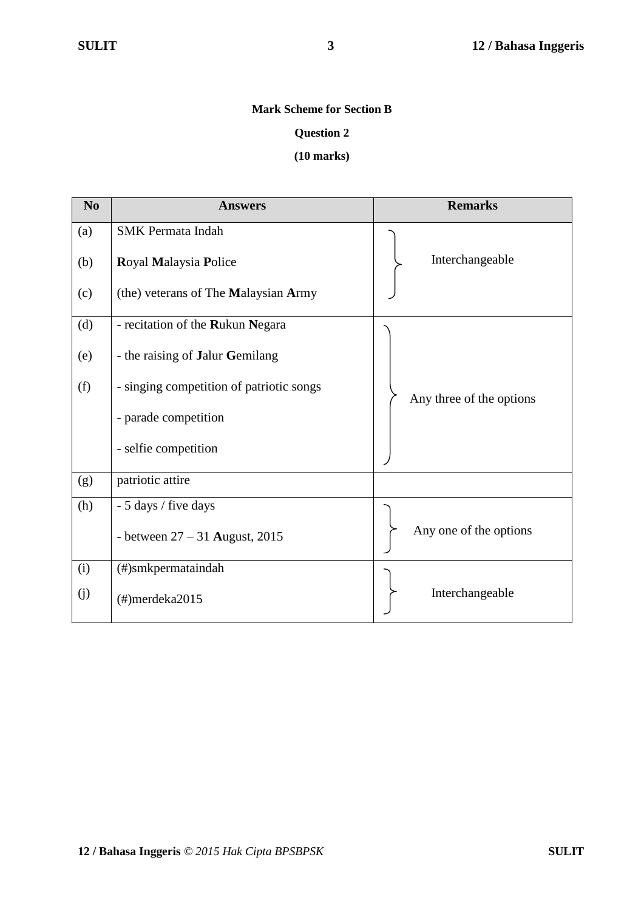**Mark Scheme for Section B**

**Question 2**

**(10 marks)**

| No | Answers | Remarks |
|---|---|---|
| (a) | SMK Permata Indah | Interchangeable |
| (b) | **R**oyal **M**alaysia **P**olice | |
| (c) | (the) veterans of The **M**alaysian **A**rmy | |
| (d) | - recitation of the **R**ukun **N**egara | Any three of the options |
| (e) | - the raising of **J**alur **G**emilang | |
| (f) | - singing competition of patriotic songs | |
| | - parade competition | |
| | - selfie competition | |
| (g) | patriotic attire | |
| (h) | - 5 days / five days | Any one of the options |
| | - between 27 – 31 **A**ugust, 2015 | |
| (i) | (#)smkpermataindah | Interchangeable |
| (j) | (#)merdeka2015 | |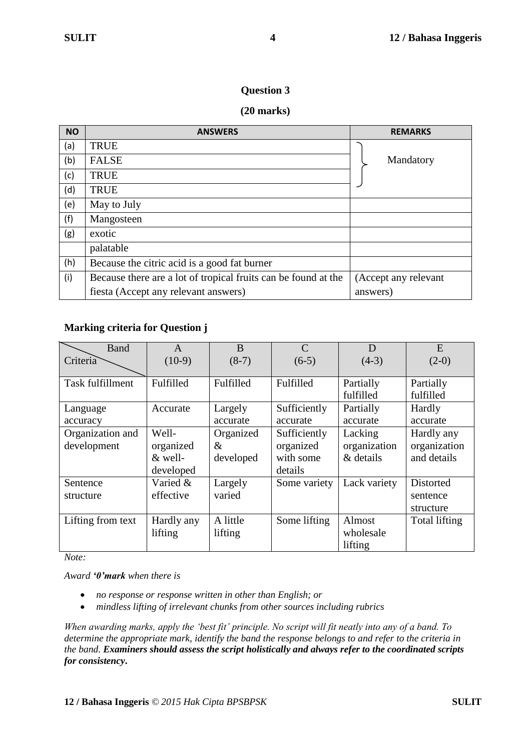**Question 3**

**(20 marks)**

| NO | ANSWERS | REMARKS |
|---|---|---|
| (a) | TRUE | Mandatory |
| (b) | FALSE | |
| (c) | TRUE | |
| (d) | TRUE | |
| (e) | May to July | |
| (f) | Mangosteen | |
| (g) | exotic | |
| | palatable | |
| (h) | Because the citric acid is a good fat burner | |
| (i) | Because there are a lot of tropical fruits can be found at the fiesta (Accept any relevant answers) | (Accept any relevant answers) |

**Marking criteria for Question j**

| Criteria \ Band | A (10-9) | B (8-7) | C (6-5) | D (4-3) | E (2-0) |
|---|---|---|---|---|---|
| Task fulfillment | Fulfilled | Fulfilled | Fulfilled | Partially fulfilled | Partially fulfilled |
| Language accuracy | Accurate | Largely accurate | Sufficiently accurate | Partially accurate | Hardly accurate |
| Organization and development | Well-organized & well-developed | Organized & developed | Sufficiently organized with some details | Lacking organization & details | Hardly any organization and details |
| Sentence structure | Varied & effective | Largely varied | Some variety | Lack variety | Distorted sentence structure |
| Lifting from text | Hardly any lifting | A little lifting | Some lifting | Almost wholesale lifting | Total lifting |

*Note:*

*Award **'0'mark** when there is*

- *no response or response written in other than English; or*
- *mindless lifting of irrelevant chunks from other sources including rubrics*

*When awarding marks, apply the 'best fit' principle. No script will fit neatly into any of a band. To determine the appropriate mark, identify the band the response belongs to and refer to the criteria in the band.* ***Examiners should assess the script holistically and always refer to the coordinated scripts for consistency.***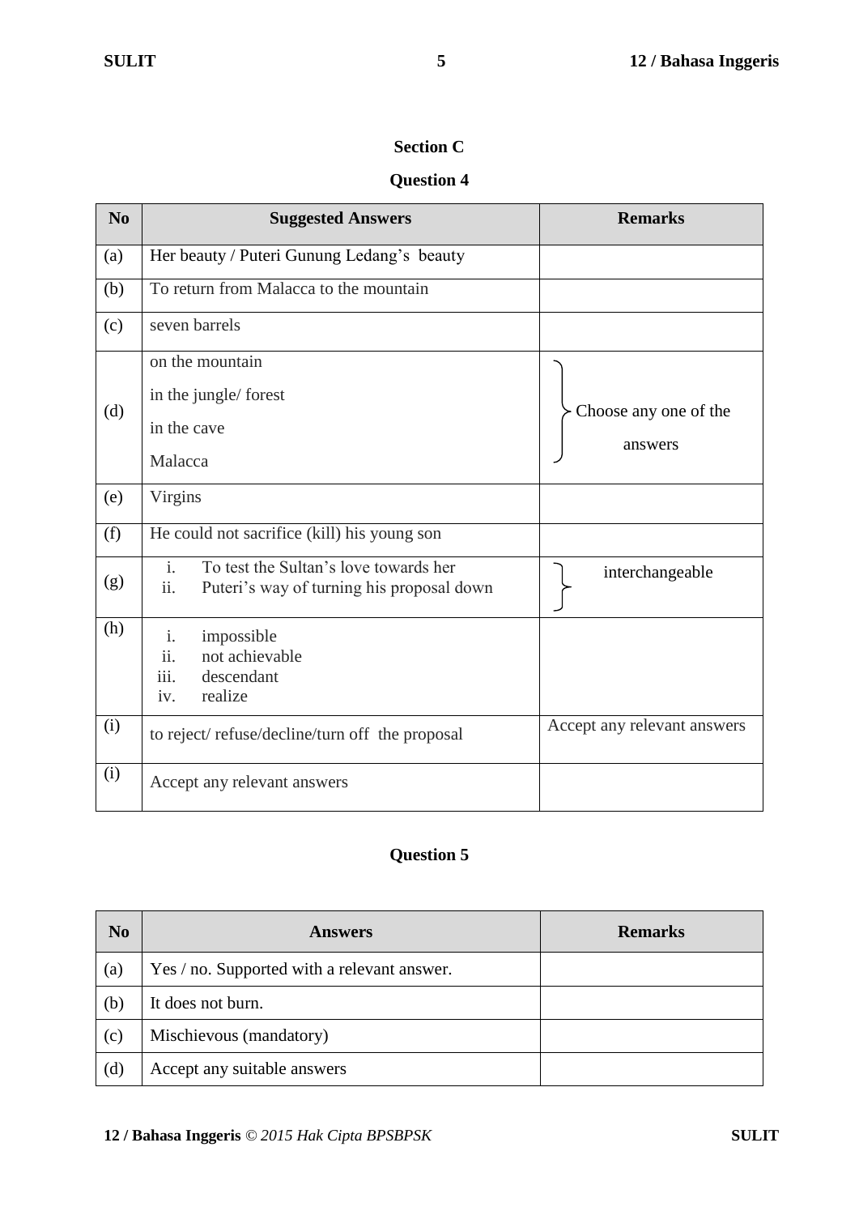## Section C

### Question 4

| No | Suggested Answers | Remarks |
|---|---|---|
| (a) | Her beauty / Puteri Gunung Ledang's beauty | |
| (b) | To return from Malacca to the mountain | |
| (c) | seven barrels | |
| (d) | on the mountain<br>in the jungle/ forest<br>in the cave<br>Malacca | Choose any one of the answers |
| (e) | Virgins | |
| (f) | He could not sacrifice (kill) his young son | |
| (g) | i. To test the Sultan's love towards her<br>ii. Puteri's way of turning his proposal down | interchangeable |
| (h) | i. impossible<br>ii. not achievable<br>iii. descendant<br>iv. realize | |
| (i) | to reject/ refuse/decline/turn off the proposal | Accept any relevant answers |
| (i) | Accept any relevant answers | |

### Question 5

| No | Answers | Remarks |
|---|---|---|
| (a) | Yes / no. Supported with a relevant answer. | |
| (b) | It does not burn. | |
| (c) | Mischievous (mandatory) | |
| (d) | Accept any suitable answers | |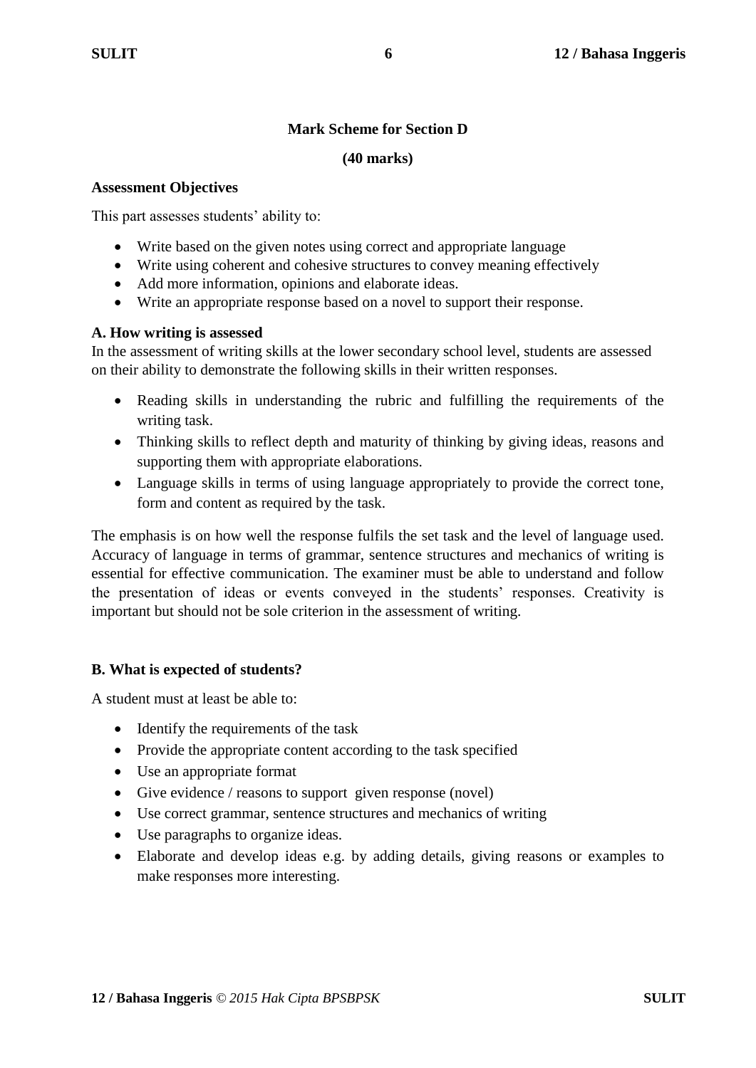**Mark Scheme for Section D**

**(40 marks)**

**Assessment Objectives**

This part assesses students' ability to:

- Write based on the given notes using correct and appropriate language
- Write using coherent and cohesive structures to convey meaning effectively
- Add more information, opinions and elaborate ideas.
- Write an appropriate response based on a novel to support their response.

**A. How writing is assessed**

In the assessment of writing skills at the lower secondary school level, students are assessed on their ability to demonstrate the following skills in their written responses.

- Reading skills in understanding the rubric and fulfilling the requirements of the writing task.
- Thinking skills to reflect depth and maturity of thinking by giving ideas, reasons and supporting them with appropriate elaborations.
- Language skills in terms of using language appropriately to provide the correct tone, form and content as required by the task.

The emphasis is on how well the response fulfils the set task and the level of language used. Accuracy of language in terms of grammar, sentence structures and mechanics of writing is essential for effective communication. The examiner must be able to understand and follow the presentation of ideas or events conveyed in the students' responses. Creativity is important but should not be sole criterion in the assessment of writing.

**B. What is expected of students?**

A student must at least be able to:

- Identify the requirements of the task
- Provide the appropriate content according to the task specified
- Use an appropriate format
- Give evidence / reasons to support given response (novel)
- Use correct grammar, sentence structures and mechanics of writing
- Use paragraphs to organize ideas.
- Elaborate and develop ideas e.g. by adding details, giving reasons or examples to make responses more interesting.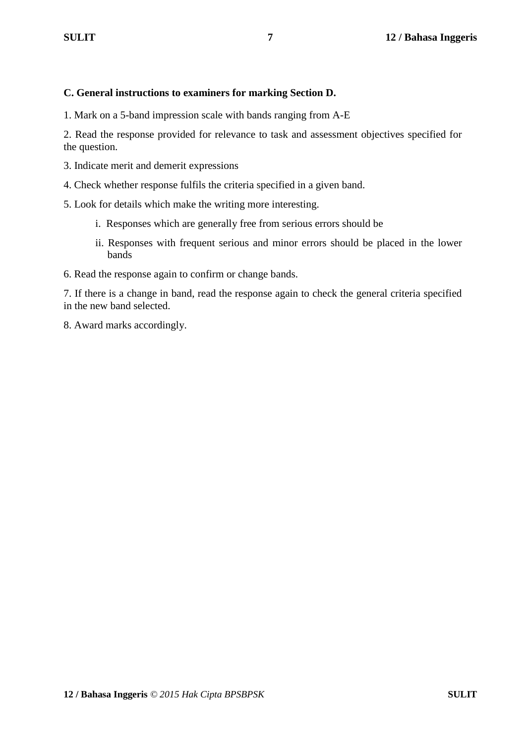**C. General instructions to examiners for marking Section D.**

1. Mark on a 5-band impression scale with bands ranging from A-E

2. Read the response provided for relevance to task and assessment objectives specified for the question.

3. Indicate merit and demerit expressions

4. Check whether response fulfils the criteria specified in a given band.

5. Look for details which make the writing more interesting.

   i. Responses which are generally free from serious errors should be

   ii. Responses with frequent serious and minor errors should be placed in the lower bands

6. Read the response again to confirm or change bands.

7. If there is a change in band, read the response again to check the general criteria specified in the new band selected.

8. Award marks accordingly.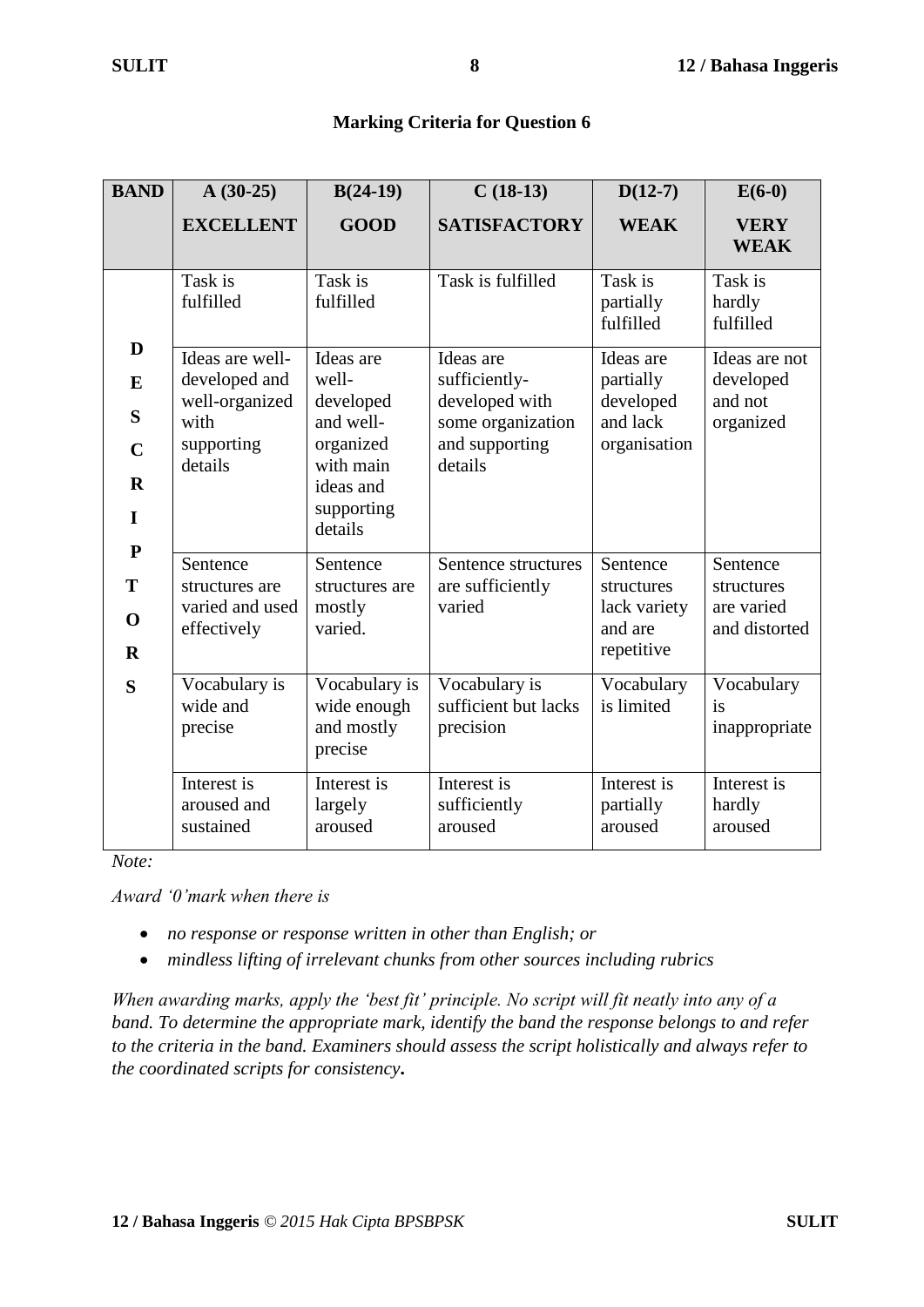## Marking Criteria for Question 6

| BAND | A (30-25) EXCELLENT | B(24-19) GOOD | C (18-13) SATISFACTORY | D(12-7) WEAK | E(6-0) VERY WEAK |
|---|---|---|---|---|---|
| DESCRIPTORS | Task is fulfilled | Task is fulfilled | Task is fulfilled | Task is partially fulfilled | Task is hardly fulfilled |
| | Ideas are well-developed and well-organized with supporting details | Ideas are well-developed and well-organized with main ideas and supporting details | Ideas are sufficiently-developed with some organization and supporting details | Ideas are partially developed and lack organisation | Ideas are not developed and not organized |
| | Sentence structures are varied and used effectively | Sentence structures are mostly varied. | Sentence structures are sufficiently varied | Sentence structures lack variety and are repetitive | Sentence structures are varied and distorted |
| | Vocabulary is wide and precise | Vocabulary is wide enough and mostly precise | Vocabulary is sufficient but lacks precision | Vocabulary is limited | Vocabulary is inappropriate |
| | Interest is aroused and sustained | Interest is largely aroused | Interest is sufficiently aroused | Interest is partially aroused | Interest is hardly aroused |

*Note:*

*Award '0'mark when there is*

- *no response or response written in other than English; or*
- *mindless lifting of irrelevant chunks from other sources including rubrics*

*When awarding marks, apply the 'best fit' principle. No script will fit neatly into any of a band. To determine the appropriate mark, identify the band the response belongs to and refer to the criteria in the band. Examiners should assess the script holistically and always refer to the coordinated scripts for consistency.*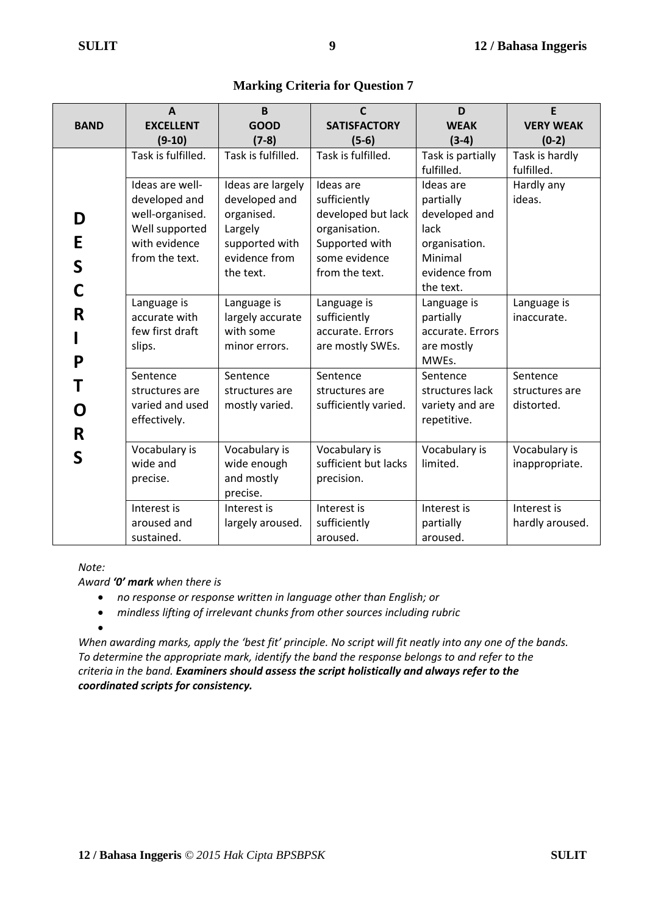## Marking Criteria for Question 7

| BAND | A<br>EXCELLENT<br>(9-10) | B<br>GOOD<br>(7-8) | C<br>SATISFACTORY<br>(5-6) | D<br>WEAK<br>(3-4) | E<br>VERY WEAK<br>(0-2) |
|---|---|---|---|---|---|
| DESCRIPTORS | Task is fulfilled. | Task is fulfilled. | Task is fulfilled. | Task is partially fulfilled. | Task is hardly fulfilled. |
| | Ideas are well-developed and well-organised. Well supported with evidence from the text. | Ideas are largely developed and organised. Largely supported with evidence from the text. | Ideas are sufficiently developed but lack organisation. Supported with some evidence from the text. | Ideas are partially developed and lack organisation. Minimal evidence from the text. | Hardly any ideas. |
| | Language is accurate with few first draft slips. | Language is largely accurate with some minor errors. | Language is sufficiently accurate. Errors are mostly SWEs. | Language is partially accurate. Errors are mostly MWEs. | Language is inaccurate. |
| | Sentence structures are varied and used effectively. | Sentence structures are mostly varied. | Sentence structures are sufficiently varied. | Sentence structures lack variety and are repetitive. | Sentence structures are distorted. |
| | Vocabulary is wide and precise. | Vocabulary is wide enough and mostly precise. | Vocabulary is sufficient but lacks precision. | Vocabulary is limited. | Vocabulary is inappropriate. |
| | Interest is aroused and sustained. | Interest is largely aroused. | Interest is sufficiently aroused. | Interest is partially aroused. | Interest is hardly aroused. |

*Note:*

*Award **'0' mark** when there is*

- *no response or response written in language other than English; or*
- *mindless lifting of irrelevant chunks from other sources including rubric*

*When awarding marks, apply the 'best fit' principle. No script will fit neatly into any one of the bands. To determine the appropriate mark, identify the band the response belongs to and refer to the criteria in the band.* ***Examiners should assess the script holistically and always refer to the coordinated scripts for consistency.***